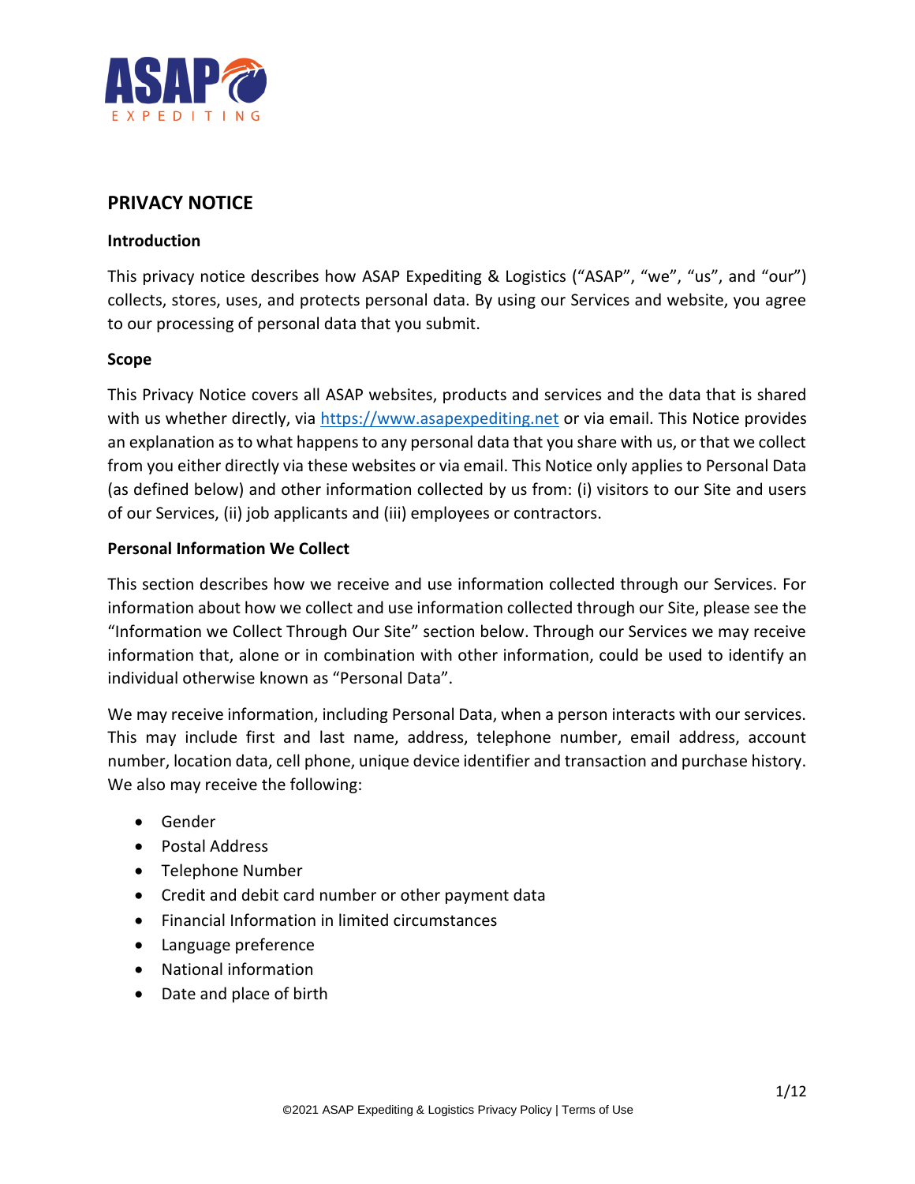# PRIVACY NOTICE

## Introduction

This privacy notice describes how ASAP Expediting & Logistics ("ASAP", "we", "us", and "our") collects, stores, uses, and protects personal data. By using our Services and website, you agree to our processing of personal data that you submit.

## Scope

This Privacy Notice covers all ASAP websites, products and services and the data that is shared with us whether directly, via https://www.asapexpediting.net or via email. This Notice provides an explanation as to what happens to any personal data that you share with us, or that we collect from you either directly via these websites or via email. This Notice only applies to Personal Data (as defined below) and other information collected by us from: (i) visitors to our Site and users of our Services, (ii) job applicants and (iii) employees or contractors.

## Personal Information We Collect

This section describes how we receive and use information collected through our Services. For information about how we collect and use information collected through our Site, please see the "Information we Collect Through Our Site" section below. Through our Services we may receive information that, alone or in combination with other information, could be used to identify an individual otherwise known as "Personal Data".

We may receive information, including Personal Data, when a person interacts with our services. This may include first and last name, address, telephone number, email address, account number, location data, cell phone, unique device identifier and transaction and purchase history. We also may receive the following:

- Gender
- Postal Address
- Telephone Number
- Credit and debit card number or other payment data
- Financial Information in limited circumstances
- Language preference
- National information
- Date and place of birth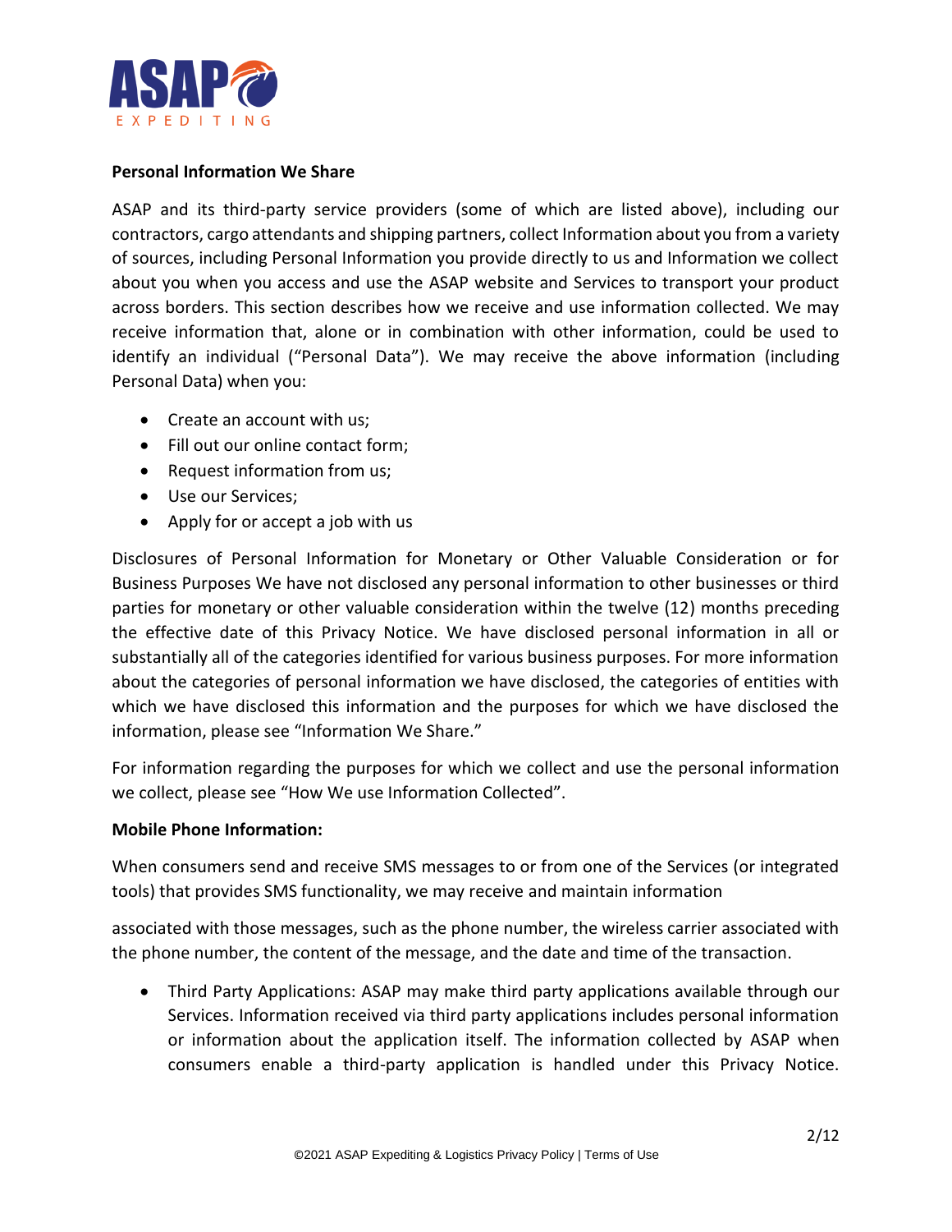**Personal Information We Share**

ASAP and its third-party service providers (some of which are listed above), including our contractors, cargo attendants and shipping partners, collect Information about you from a variety of sources, including Personal Information you provide directly to us and Information we collect about you when you access and use the ASAP website and Services to transport your product across borders. This section describes how we receive and use information collected. We may receive information that, alone or in combination with other information, could be used to identify an individual ("Personal Data"). We may receive the above information (including Personal Data) when you:

- Create an account with us;
- Fill out our online contact form;
- Request information from us;
- Use our Services;
- Apply for or accept a job with us

Disclosures of Personal Information for Monetary or Other Valuable Consideration or for Business Purposes We have not disclosed any personal information to other businesses or third parties for monetary or other valuable consideration within the twelve (12) months preceding the effective date of this Privacy Notice. We have disclosed personal information in all or substantially all of the categories identified for various business purposes. For more information about the categories of personal information we have disclosed, the categories of entities with which we have disclosed this information and the purposes for which we have disclosed the information, please see "Information We Share."

For information regarding the purposes for which we collect and use the personal information we collect, please see "How We use Information Collected".

**Mobile Phone Information:**

When consumers send and receive SMS messages to or from one of the Services (or integrated tools) that provides SMS functionality, we may receive and maintain information associated with those messages, such as the phone number, the wireless carrier associated with the phone number, the content of the message, and the date and time of the transaction.

- Third Party Applications: ASAP may make third party applications available through our Services. Information received via third party applications includes personal information or information about the application itself. The information collected by ASAP when consumers enable a third-party application is handled under this Privacy Notice.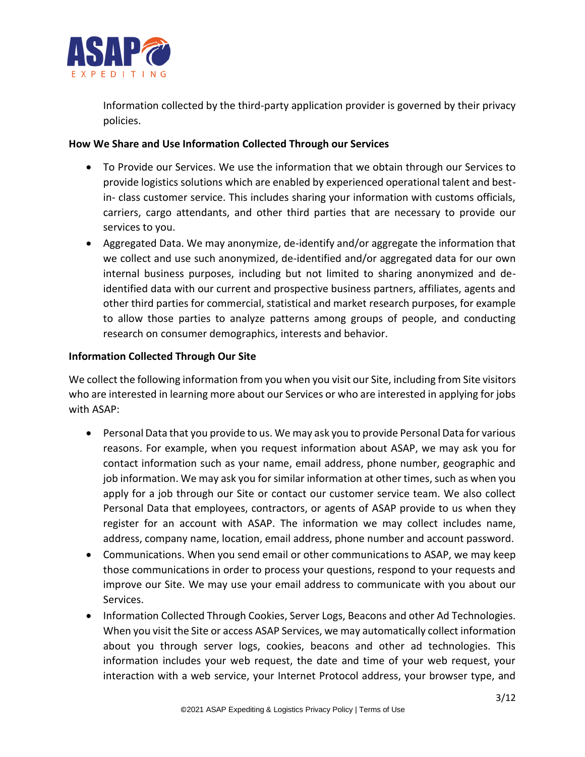Information collected by the third-party application provider is governed by their privacy policies.

**How We Share and Use Information Collected Through our Services**

- To Provide our Services. We use the information that we obtain through our Services to provide logistics solutions which are enabled by experienced operational talent and best-in- class customer service. This includes sharing your information with customs officials, carriers, cargo attendants, and other third parties that are necessary to provide our services to you.
- Aggregated Data. We may anonymize, de-identify and/or aggregate the information that we collect and use such anonymized, de-identified and/or aggregated data for our own internal business purposes, including but not limited to sharing anonymized and de-identified data with our current and prospective business partners, affiliates, agents and other third parties for commercial, statistical and market research purposes, for example to allow those parties to analyze patterns among groups of people, and conducting research on consumer demographics, interests and behavior.

**Information Collected Through Our Site**

We collect the following information from you when you visit our Site, including from Site visitors who are interested in learning more about our Services or who are interested in applying for jobs with ASAP:

- Personal Data that you provide to us. We may ask you to provide Personal Data for various reasons. For example, when you request information about ASAP, we may ask you for contact information such as your name, email address, phone number, geographic and job information. We may ask you for similar information at other times, such as when you apply for a job through our Site or contact our customer service team. We also collect Personal Data that employees, contractors, or agents of ASAP provide to us when they register for an account with ASAP. The information we may collect includes name, address, company name, location, email address, phone number and account password.
- Communications. When you send email or other communications to ASAP, we may keep those communications in order to process your questions, respond to your requests and improve our Site. We may use your email address to communicate with you about our Services.
- Information Collected Through Cookies, Server Logs, Beacons and other Ad Technologies. When you visit the Site or access ASAP Services, we may automatically collect information about you through server logs, cookies, beacons and other ad technologies. This information includes your web request, the date and time of your web request, your interaction with a web service, your Internet Protocol address, your browser type, and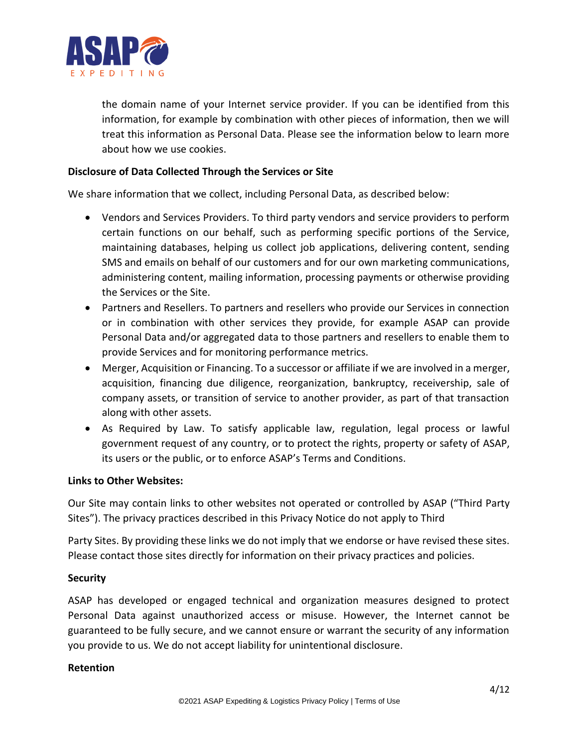the domain name of your Internet service provider. If you can be identified from this information, for example by combination with other pieces of information, then we will treat this information as Personal Data. Please see the information below to learn more about how we use cookies.

**Disclosure of Data Collected Through the Services or Site**

We share information that we collect, including Personal Data, as described below:

- Vendors and Services Providers. To third party vendors and service providers to perform certain functions on our behalf, such as performing specific portions of the Service, maintaining databases, helping us collect job applications, delivering content, sending SMS and emails on behalf of our customers and for our own marketing communications, administering content, mailing information, processing payments or otherwise providing the Services or the Site.
- Partners and Resellers. To partners and resellers who provide our Services in connection or in combination with other services they provide, for example ASAP can provide Personal Data and/or aggregated data to those partners and resellers to enable them to provide Services and for monitoring performance metrics.
- Merger, Acquisition or Financing. To a successor or affiliate if we are involved in a merger, acquisition, financing due diligence, reorganization, bankruptcy, receivership, sale of company assets, or transition of service to another provider, as part of that transaction along with other assets.
- As Required by Law. To satisfy applicable law, regulation, legal process or lawful government request of any country, or to protect the rights, property or safety of ASAP, its users or the public, or to enforce ASAP's Terms and Conditions.

**Links to Other Websites:**

Our Site may contain links to other websites not operated or controlled by ASAP ("Third Party Sites"). The privacy practices described in this Privacy Notice do not apply to Third

Party Sites. By providing these links we do not imply that we endorse or have revised these sites. Please contact those sites directly for information on their privacy practices and policies.

**Security**

ASAP has developed or engaged technical and organization measures designed to protect Personal Data against unauthorized access or misuse. However, the Internet cannot be guaranteed to be fully secure, and we cannot ensure or warrant the security of any information you provide to us. We do not accept liability for unintentional disclosure.

**Retention**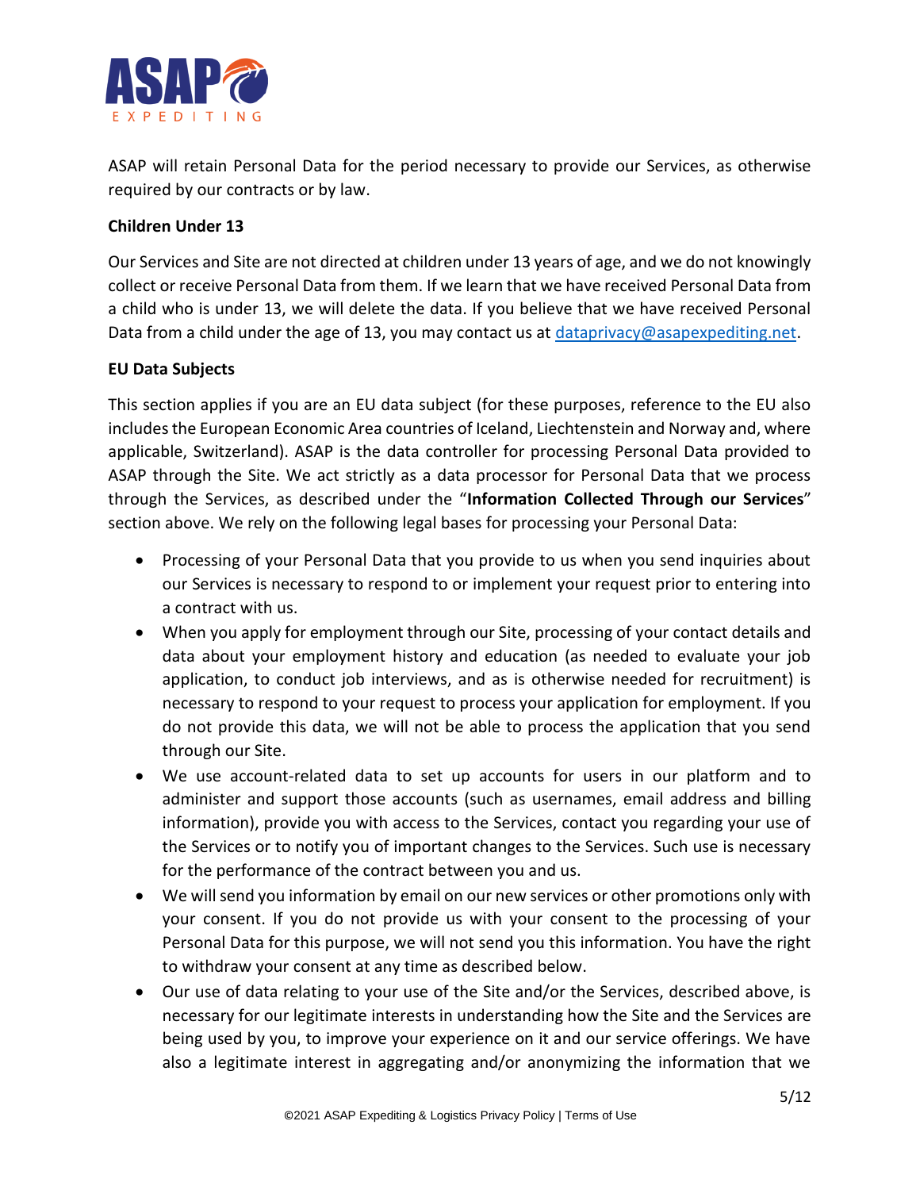ASAP will retain Personal Data for the period necessary to provide our Services, as otherwise required by our contracts or by law.

**Children Under 13**

Our Services and Site are not directed at children under 13 years of age, and we do not knowingly collect or receive Personal Data from them. If we learn that we have received Personal Data from a child who is under 13, we will delete the data. If you believe that we have received Personal Data from a child under the age of 13, you may contact us at [dataprivacy@asapexpediting.net](mailto:dataprivacy@asapexpediting.net).

**EU Data Subjects**

This section applies if you are an EU data subject (for these purposes, reference to the EU also includes the European Economic Area countries of Iceland, Liechtenstein and Norway and, where applicable, Switzerland). ASAP is the data controller for processing Personal Data provided to ASAP through the Site. We act strictly as a data processor for Personal Data that we process through the Services, as described under the "**Information Collected Through our Services**" section above. We rely on the following legal bases for processing your Personal Data:

- Processing of your Personal Data that you provide to us when you send inquiries about our Services is necessary to respond to or implement your request prior to entering into a contract with us.
- When you apply for employment through our Site, processing of your contact details and data about your employment history and education (as needed to evaluate your job application, to conduct job interviews, and as is otherwise needed for recruitment) is necessary to respond to your request to process your application for employment. If you do not provide this data, we will not be able to process the application that you send through our Site.
- We use account-related data to set up accounts for users in our platform and to administer and support those accounts (such as usernames, email address and billing information), provide you with access to the Services, contact you regarding your use of the Services or to notify you of important changes to the Services. Such use is necessary for the performance of the contract between you and us.
- We will send you information by email on our new services or other promotions only with your consent. If you do not provide us with your consent to the processing of your Personal Data for this purpose, we will not send you this information. You have the right to withdraw your consent at any time as described below.
- Our use of data relating to your use of the Site and/or the Services, described above, is necessary for our legitimate interests in understanding how the Site and the Services are being used by you, to improve your experience on it and our service offerings. We have also a legitimate interest in aggregating and/or anonymizing the information that we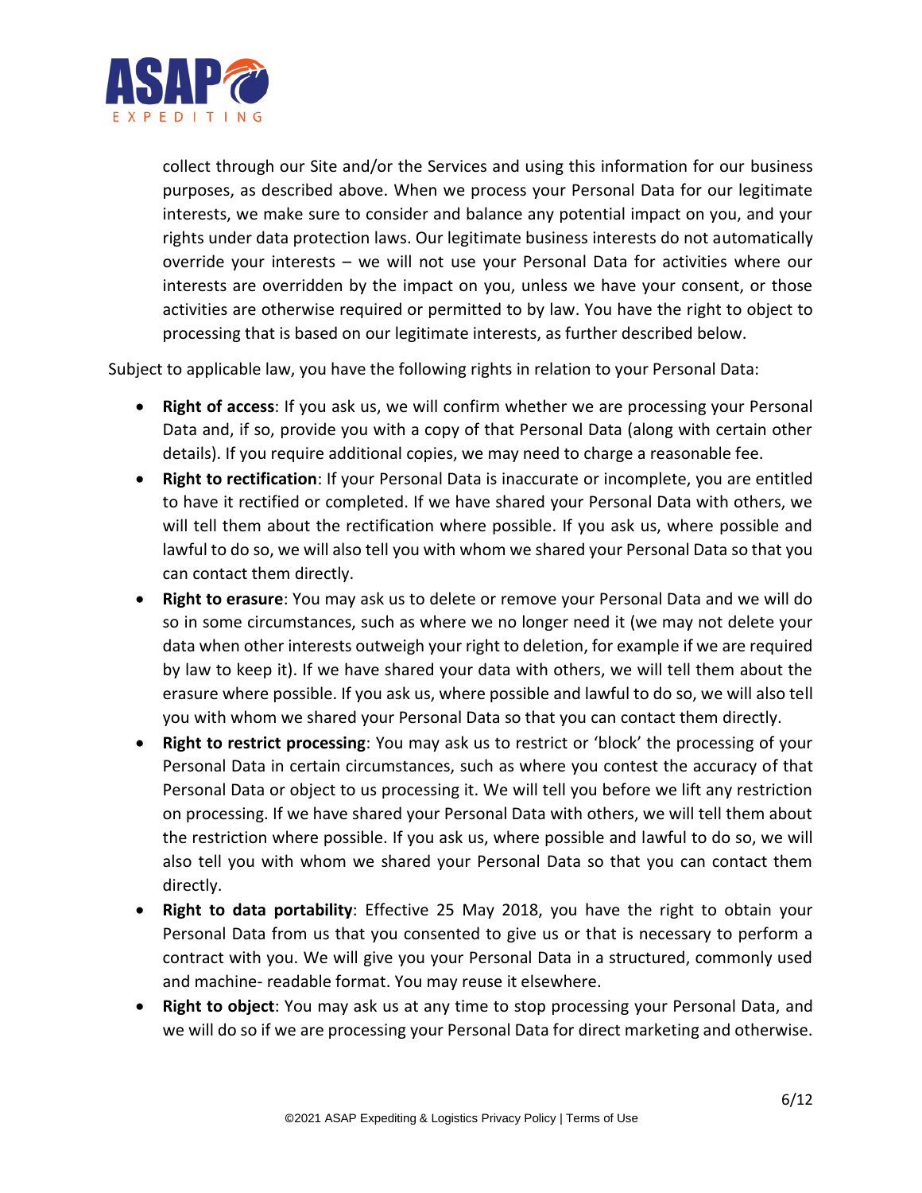collect through our Site and/or the Services and using this information for our business purposes, as described above. When we process your Personal Data for our legitimate interests, we make sure to consider and balance any potential impact on you, and your rights under data protection laws. Our legitimate business interests do not automatically override your interests – we will not use your Personal Data for activities where our interests are overridden by the impact on you, unless we have your consent, or those activities are otherwise required or permitted to by law. You have the right to object to processing that is based on our legitimate interests, as further described below.

Subject to applicable law, you have the following rights in relation to your Personal Data:

- **Right of access**: If you ask us, we will confirm whether we are processing your Personal Data and, if so, provide you with a copy of that Personal Data (along with certain other details). If you require additional copies, we may need to charge a reasonable fee.
- **Right to rectification**: If your Personal Data is inaccurate or incomplete, you are entitled to have it rectified or completed. If we have shared your Personal Data with others, we will tell them about the rectification where possible. If you ask us, where possible and lawful to do so, we will also tell you with whom we shared your Personal Data so that you can contact them directly.
- **Right to erasure**: You may ask us to delete or remove your Personal Data and we will do so in some circumstances, such as where we no longer need it (we may not delete your data when other interests outweigh your right to deletion, for example if we are required by law to keep it). If we have shared your data with others, we will tell them about the erasure where possible. If you ask us, where possible and lawful to do so, we will also tell you with whom we shared your Personal Data so that you can contact them directly.
- **Right to restrict processing**: You may ask us to restrict or 'block' the processing of your Personal Data in certain circumstances, such as where you contest the accuracy of that Personal Data or object to us processing it. We will tell you before we lift any restriction on processing. If we have shared your Personal Data with others, we will tell them about the restriction where possible. If you ask us, where possible and lawful to do so, we will also tell you with whom we shared your Personal Data so that you can contact them directly.
- **Right to data portability**: Effective 25 May 2018, you have the right to obtain your Personal Data from us that you consented to give us or that is necessary to perform a contract with you. We will give you your Personal Data in a structured, commonly used and machine- readable format. You may reuse it elsewhere.
- **Right to object**: You may ask us at any time to stop processing your Personal Data, and we will do so if we are processing your Personal Data for direct marketing and otherwise.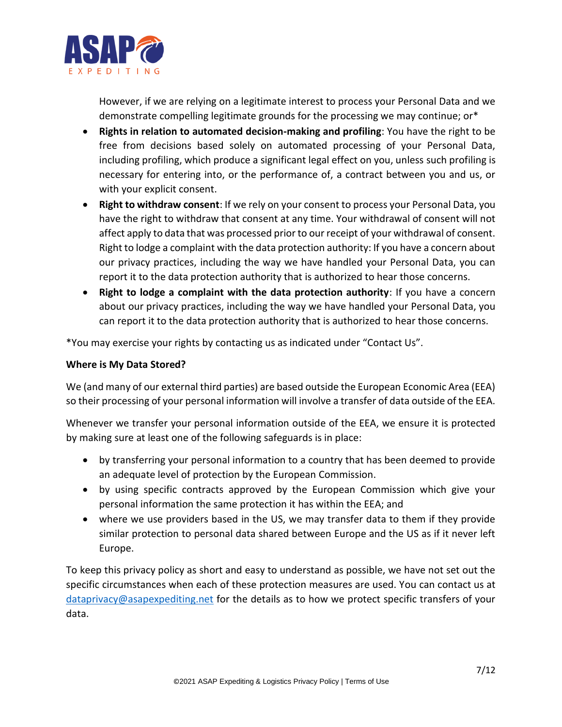However, if we are relying on a legitimate interest to process your Personal Data and we demonstrate compelling legitimate grounds for the processing we may continue; or*

- **Rights in relation to automated decision-making and profiling**: You have the right to be free from decisions based solely on automated processing of your Personal Data, including profiling, which produce a significant legal effect on you, unless such profiling is necessary for entering into, or the performance of, a contract between you and us, or with your explicit consent.
- **Right to withdraw consent**: If we rely on your consent to process your Personal Data, you have the right to withdraw that consent at any time. Your withdrawal of consent will not affect apply to data that was processed prior to our receipt of your withdrawal of consent. Right to lodge a complaint with the data protection authority: If you have a concern about our privacy practices, including the way we have handled your Personal Data, you can report it to the data protection authority that is authorized to hear those concerns.
- **Right to lodge a complaint with the data protection authority**: If you have a concern about our privacy practices, including the way we have handled your Personal Data, you can report it to the data protection authority that is authorized to hear those concerns.

*You may exercise your rights by contacting us as indicated under "Contact Us".

**Where is My Data Stored?**

We (and many of our external third parties) are based outside the European Economic Area (EEA) so their processing of your personal information will involve a transfer of data outside of the EEA.

Whenever we transfer your personal information outside of the EEA, we ensure it is protected by making sure at least one of the following safeguards is in place:

- by transferring your personal information to a country that has been deemed to provide an adequate level of protection by the European Commission.
- by using specific contracts approved by the European Commission which give your personal information the same protection it has within the EEA; and
- where we use providers based in the US, we may transfer data to them if they provide similar protection to personal data shared between Europe and the US as if it never left Europe.

To keep this privacy policy as short and easy to understand as possible, we have not set out the specific circumstances when each of these protection measures are used. You can contact us at dataprivacy@asapexpediting.net for the details as to how we protect specific transfers of your data.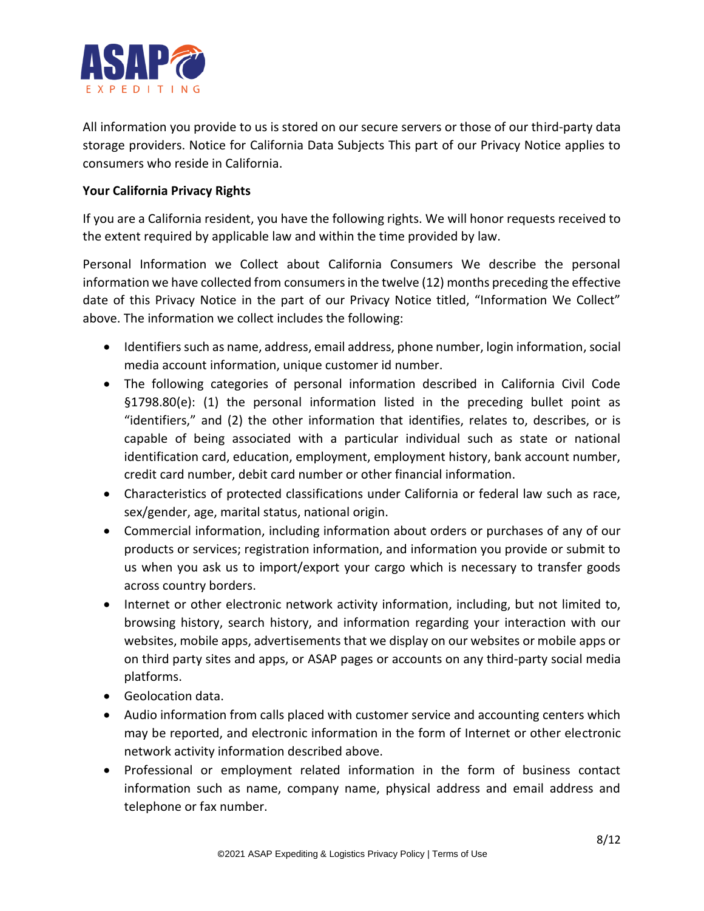All information you provide to us is stored on our secure servers or those of our third-party data storage providers. Notice for California Data Subjects This part of our Privacy Notice applies to consumers who reside in California.

**Your California Privacy Rights**

If you are a California resident, you have the following rights. We will honor requests received to the extent required by applicable law and within the time provided by law.

Personal Information we Collect about California Consumers We describe the personal information we have collected from consumers in the twelve (12) months preceding the effective date of this Privacy Notice in the part of our Privacy Notice titled, "Information We Collect" above. The information we collect includes the following:

- Identifiers such as name, address, email address, phone number, login information, social media account information, unique customer id number.
- The following categories of personal information described in California Civil Code §1798.80(e): (1) the personal information listed in the preceding bullet point as "identifiers," and (2) the other information that identifies, relates to, describes, or is capable of being associated with a particular individual such as state or national identification card, education, employment, employment history, bank account number, credit card number, debit card number or other financial information.
- Characteristics of protected classifications under California or federal law such as race, sex/gender, age, marital status, national origin.
- Commercial information, including information about orders or purchases of any of our products or services; registration information, and information you provide or submit to us when you ask us to import/export your cargo which is necessary to transfer goods across country borders.
- Internet or other electronic network activity information, including, but not limited to, browsing history, search history, and information regarding your interaction with our websites, mobile apps, advertisements that we display on our websites or mobile apps or on third party sites and apps, or ASAP pages or accounts on any third-party social media platforms.
- Geolocation data.
- Audio information from calls placed with customer service and accounting centers which may be reported, and electronic information in the form of Internet or other electronic network activity information described above.
- Professional or employment related information in the form of business contact information such as name, company name, physical address and email address and telephone or fax number.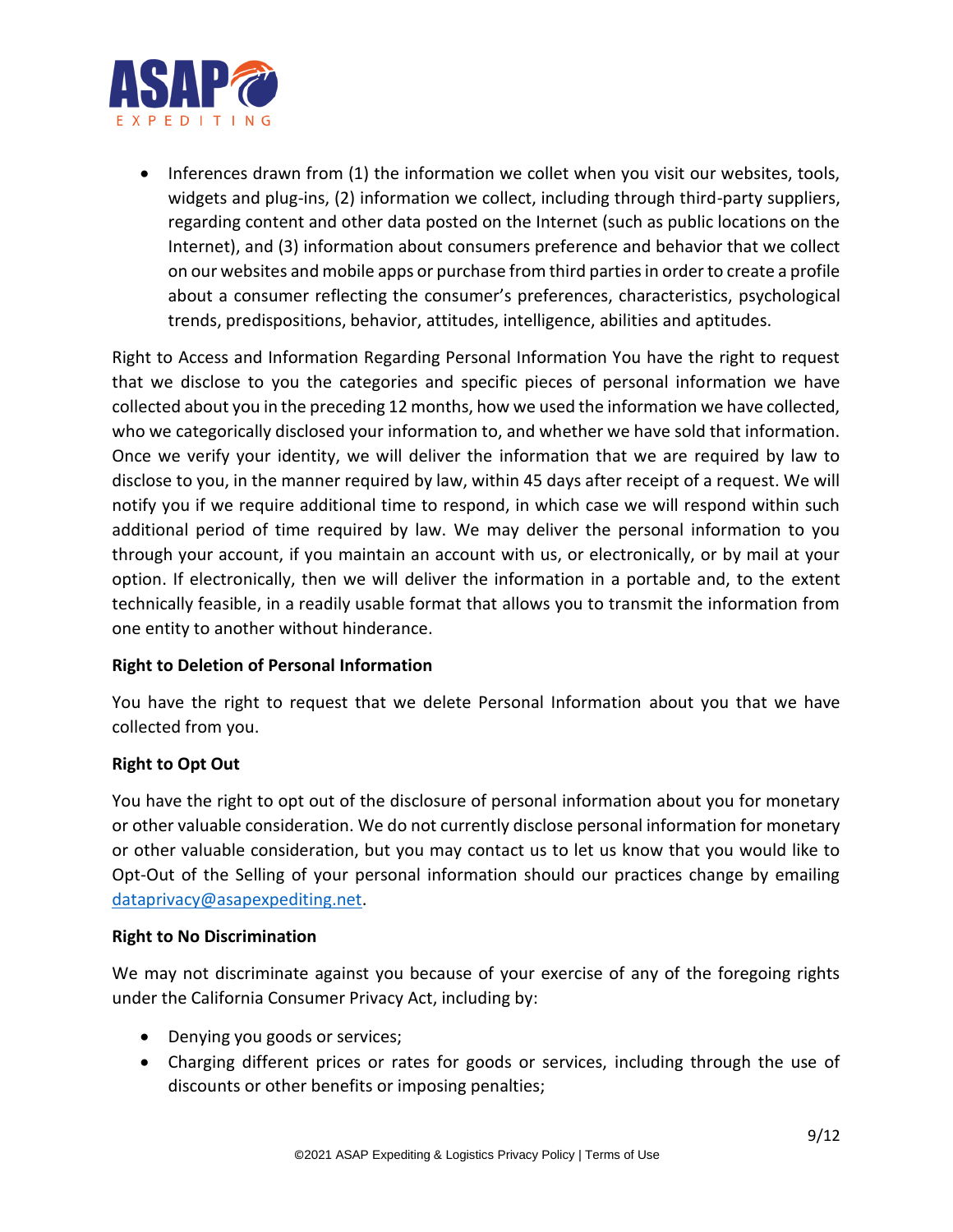- Inferences drawn from (1) the information we collet when you visit our websites, tools, widgets and plug-ins, (2) information we collect, including through third-party suppliers, regarding content and other data posted on the Internet (such as public locations on the Internet), and (3) information about consumers preference and behavior that we collect on our websites and mobile apps or purchase from third parties in order to create a profile about a consumer reflecting the consumer's preferences, characteristics, psychological trends, predispositions, behavior, attitudes, intelligence, abilities and aptitudes.

Right to Access and Information Regarding Personal Information You have the right to request that we disclose to you the categories and specific pieces of personal information we have collected about you in the preceding 12 months, how we used the information we have collected, who we categorically disclosed your information to, and whether we have sold that information. Once we verify your identity, we will deliver the information that we are required by law to disclose to you, in the manner required by law, within 45 days after receipt of a request. We will notify you if we require additional time to respond, in which case we will respond within such additional period of time required by law. We may deliver the personal information to you through your account, if you maintain an account with us, or electronically, or by mail at your option. If electronically, then we will deliver the information in a portable and, to the extent technically feasible, in a readily usable format that allows you to transmit the information from one entity to another without hinderance.

**Right to Deletion of Personal Information**

You have the right to request that we delete Personal Information about you that we have collected from you.

**Right to Opt Out**

You have the right to opt out of the disclosure of personal information about you for monetary or other valuable consideration. We do not currently disclose personal information for monetary or other valuable consideration, but you may contact us to let us know that you would like to Opt-Out of the Selling of your personal information should our practices change by emailing dataprivacy@asapexpediting.net.

**Right to No Discrimination**

We may not discriminate against you because of your exercise of any of the foregoing rights under the California Consumer Privacy Act, including by:

- Denying you goods or services;
- Charging different prices or rates for goods or services, including through the use of discounts or other benefits or imposing penalties;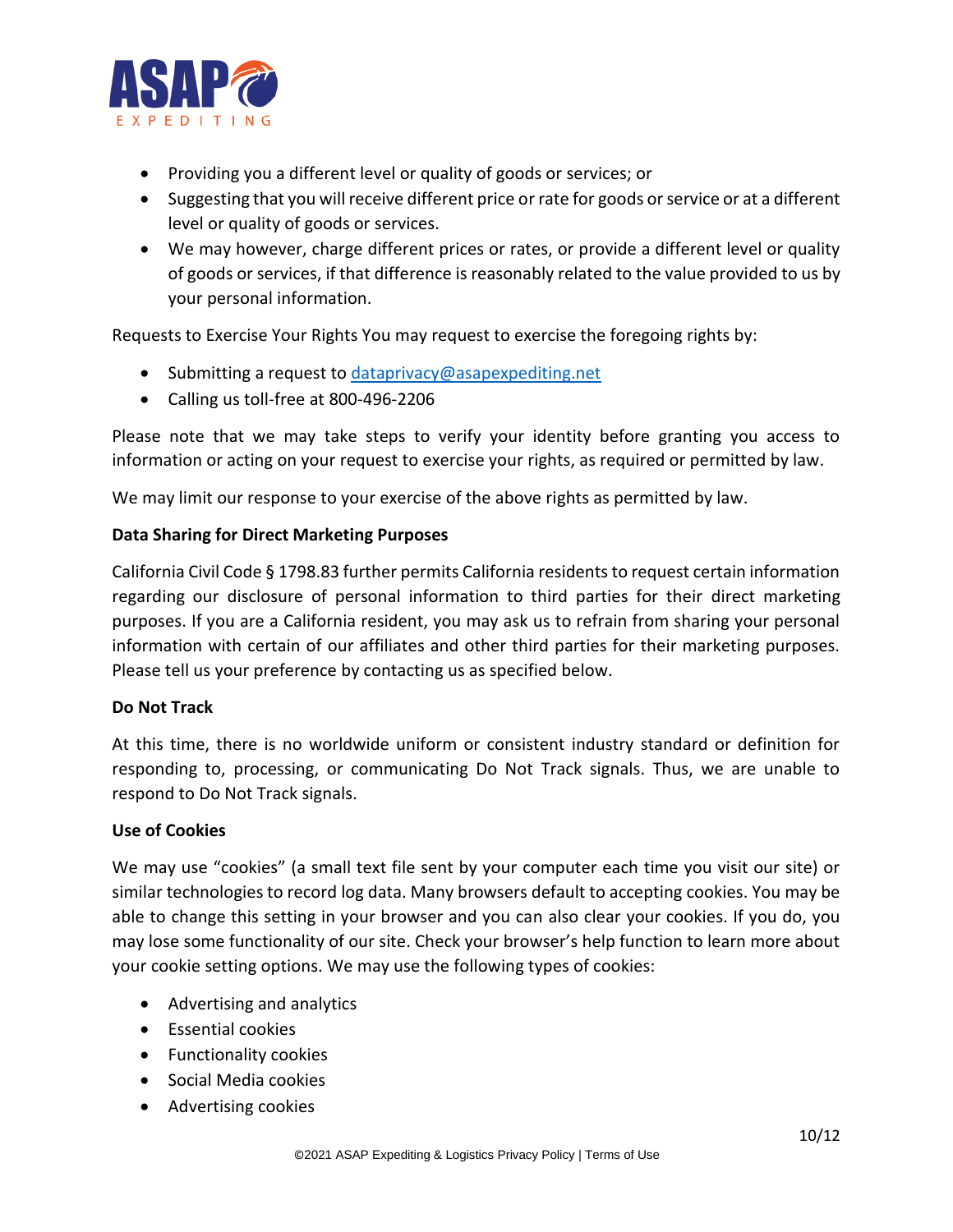- Providing you a different level or quality of goods or services; or
- Suggesting that you will receive different price or rate for goods or service or at a different level or quality of goods or services.
- We may however, charge different prices or rates, or provide a different level or quality of goods or services, if that difference is reasonably related to the value provided to us by your personal information.

Requests to Exercise Your Rights You may request to exercise the foregoing rights by:

- Submitting a request to dataprivacy@asapexpediting.net
- Calling us toll-free at 800-496-2206

Please note that we may take steps to verify your identity before granting you access to information or acting on your request to exercise your rights, as required or permitted by law.

We may limit our response to your exercise of the above rights as permitted by law.

**Data Sharing for Direct Marketing Purposes**

California Civil Code § 1798.83 further permits California residents to request certain information regarding our disclosure of personal information to third parties for their direct marketing purposes. If you are a California resident, you may ask us to refrain from sharing your personal information with certain of our affiliates and other third parties for their marketing purposes. Please tell us your preference by contacting us as specified below.

**Do Not Track**

At this time, there is no worldwide uniform or consistent industry standard or definition for responding to, processing, or communicating Do Not Track signals. Thus, we are unable to respond to Do Not Track signals.

**Use of Cookies**

We may use “cookies” (a small text file sent by your computer each time you visit our site) or similar technologies to record log data. Many browsers default to accepting cookies. You may be able to change this setting in your browser and you can also clear your cookies. If you do, you may lose some functionality of our site. Check your browser’s help function to learn more about your cookie setting options. We may use the following types of cookies:

- Advertising and analytics
- Essential cookies
- Functionality cookies
- Social Media cookies
- Advertising cookies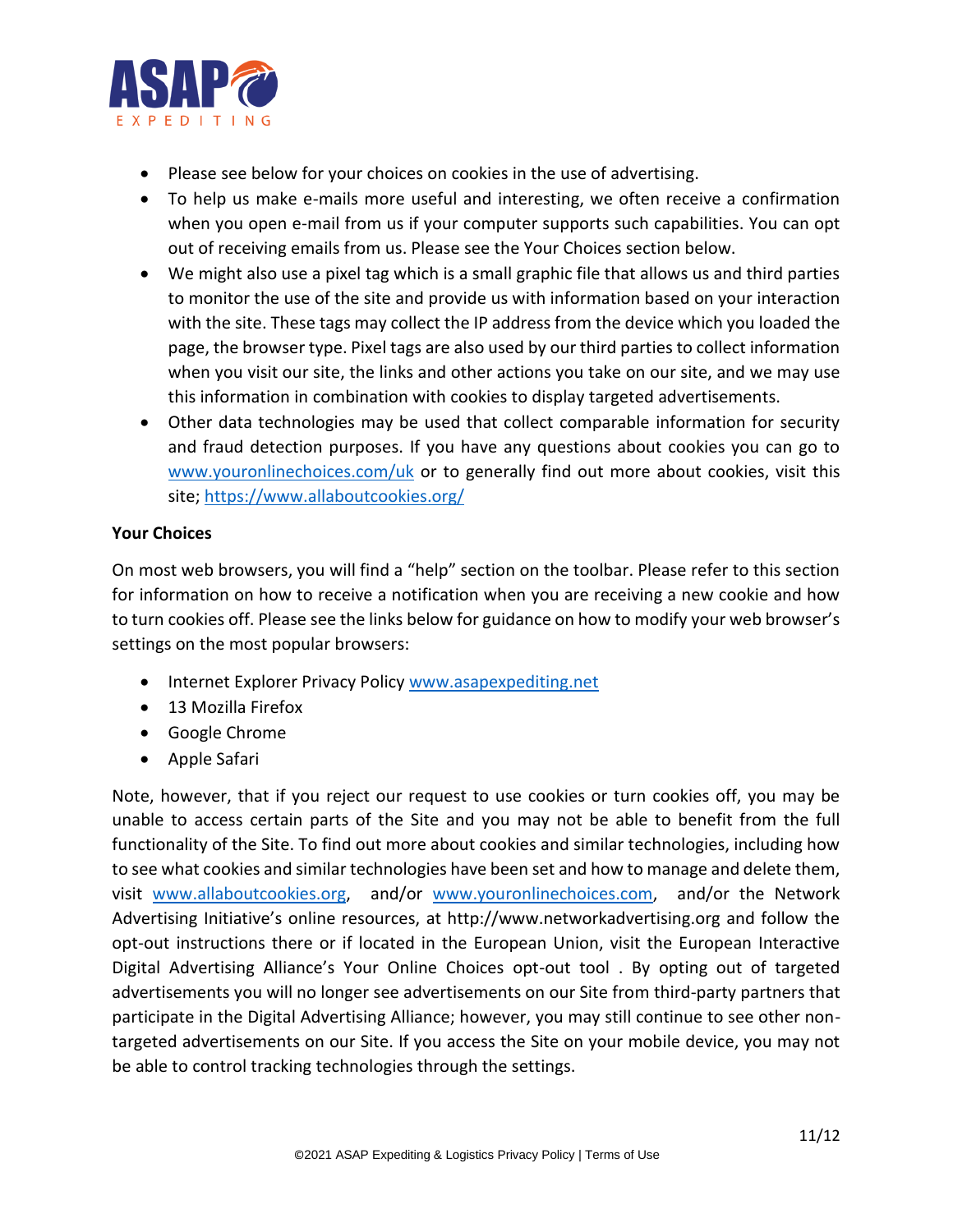- Please see below for your choices on cookies in the use of advertising.
- To help us make e-mails more useful and interesting, we often receive a confirmation when you open e-mail from us if your computer supports such capabilities. You can opt out of receiving emails from us. Please see the Your Choices section below.
- We might also use a pixel tag which is a small graphic file that allows us and third parties to monitor the use of the site and provide us with information based on your interaction with the site. These tags may collect the IP address from the device which you loaded the page, the browser type. Pixel tags are also used by our third parties to collect information when you visit our site, the links and other actions you take on our site, and we may use this information in combination with cookies to display targeted advertisements.
- Other data technologies may be used that collect comparable information for security and fraud detection purposes. If you have any questions about cookies you can go to [www.youronlinechoices.com/uk](www.youronlinechoices.com/uk) or to generally find out more about cookies, visit this site; [https://www.allaboutcookies.org/](https://www.allaboutcookies.org/)

**Your Choices**

On most web browsers, you will find a "help" section on the toolbar. Please refer to this section for information on how to receive a notification when you are receiving a new cookie and how to turn cookies off. Please see the links below for guidance on how to modify your web browser's settings on the most popular browsers:

- Internet Explorer Privacy Policy [www.asapexpediting.net](www.asapexpediting.net)
- 13 Mozilla Firefox
- Google Chrome
- Apple Safari

Note, however, that if you reject our request to use cookies or turn cookies off, you may be unable to access certain parts of the Site and you may not be able to benefit from the full functionality of the Site. To find out more about cookies and similar technologies, including how to see what cookies and similar technologies have been set and how to manage and delete them, visit [www.allaboutcookies.org](www.allaboutcookies.org), and/or [www.youronlinechoices.com](www.youronlinechoices.com), and/or the Network Advertising Initiative's online resources, at http://www.networkadvertising.org and follow the opt-out instructions there or if located in the European Union, visit the European Interactive Digital Advertising Alliance's Your Online Choices opt-out tool . By opting out of targeted advertisements you will no longer see advertisements on our Site from third-party partners that participate in the Digital Advertising Alliance; however, you may still continue to see other non-targeted advertisements on our Site. If you access the Site on your mobile device, you may not be able to control tracking technologies through the settings.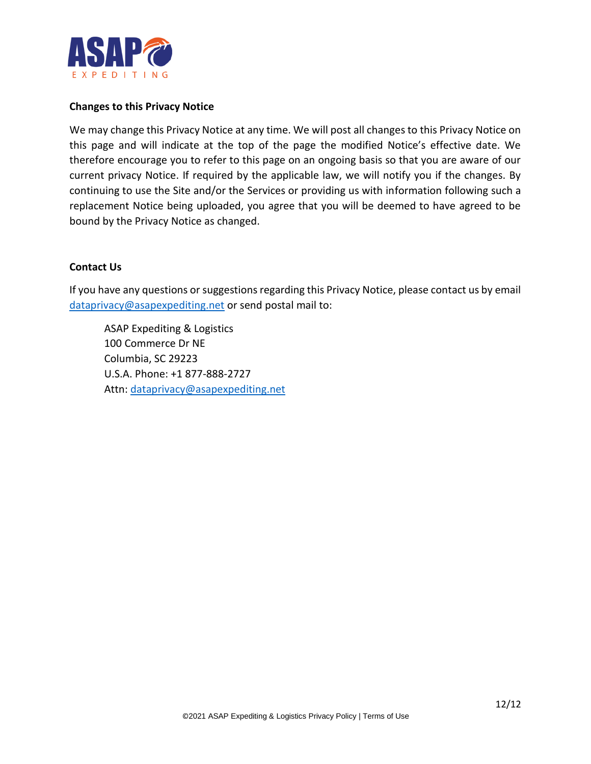## Changes to this Privacy Notice

We may change this Privacy Notice at any time. We will post all changes to this Privacy Notice on this page and will indicate at the top of the page the modified Notice's effective date. We therefore encourage you to refer to this page on an ongoing basis so that you are aware of our current privacy Notice. If required by the applicable law, we will notify you if the changes. By continuing to use the Site and/or the Services or providing us with information following such a replacement Notice being uploaded, you agree that you will be deemed to have agreed to be bound by the Privacy Notice as changed.

## Contact Us

If you have any questions or suggestions regarding this Privacy Notice, please contact us by email dataprivacy@asapexpediting.net or send postal mail to:

> ASAP Expediting & Logistics
> 100 Commerce Dr NE
> Columbia, SC 29223
> U.S.A. Phone: +1 877-888-2727
> Attn: dataprivacy@asapexpediting.net